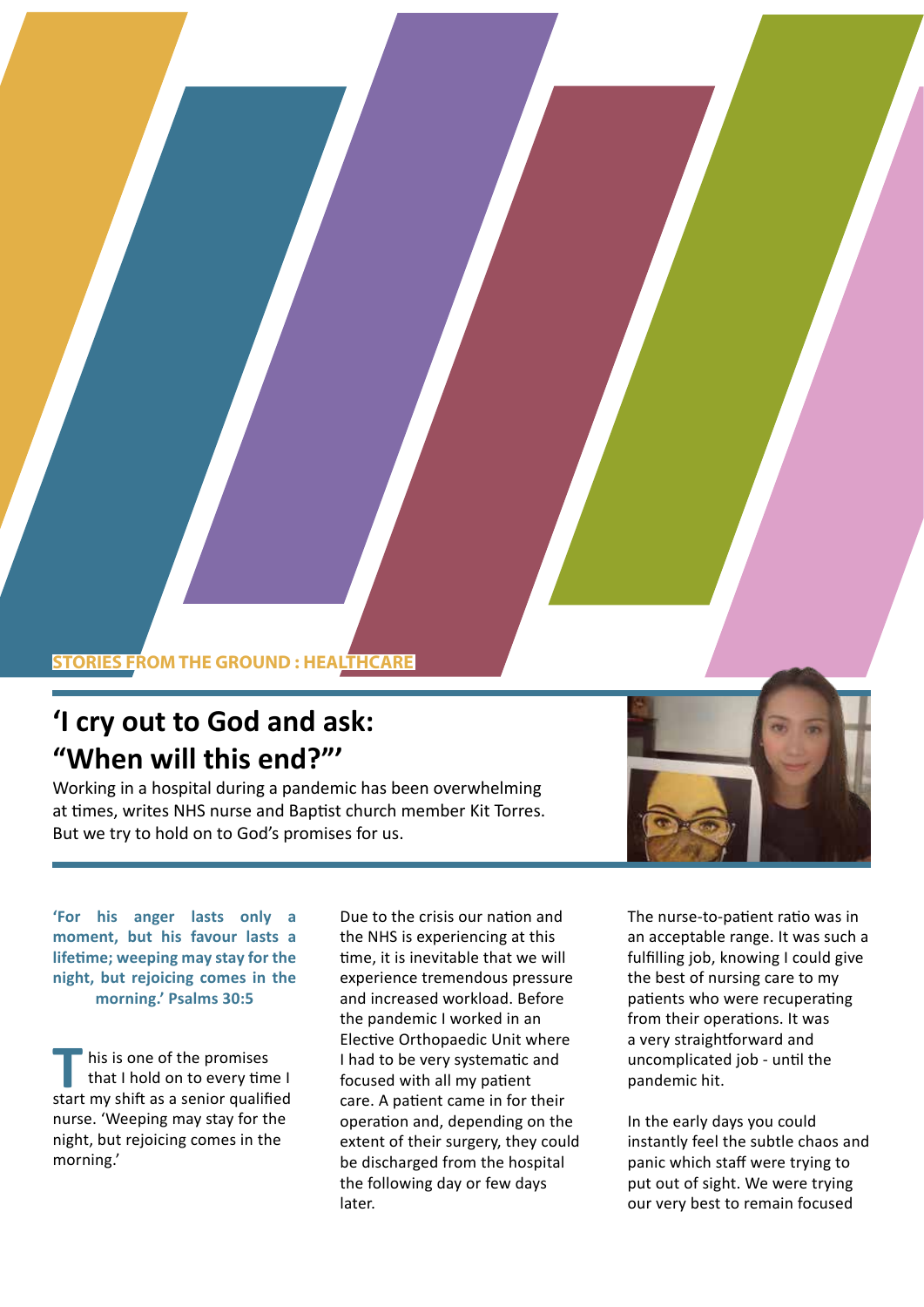STORIES FROM THE GROUND : HEALTHCARE

# 'I cry out to God and ask: "When will this end?"'

Working in a hospital during a pandemic has been overwhelming at times, writes NHS nurse and Baptist church member Kit Torres. But we try to hold on to God's promises for us.

**'For his anger lasts only a moment, but his favour lasts a lifetime; weeping may stay for the night, but rejoicing comes in the morning.' Psalms 30:5**

This is one of the promises that I hold on to every time I start my shift as a senior qualified nurse. 'Weeping may stay for the night, but rejoicing comes in the morning.'

Due to the crisis our nation and the NHS is experiencing at this time, it is inevitable that we will experience tremendous pressure and increased workload. Before the pandemic I worked in an Elective Orthopaedic Unit where I had to be very systematic and focused with all my patient care. A patient came in for their operation and, depending on the extent of their surgery, they could be discharged from the hospital the following day or few days later.

The nurse-to-patient ratio was in an acceptable range. It was such a fulfilling job, knowing I could give the best of nursing care to my patients who were recuperating from their operations. It was a very straightforward and uncomplicated job - until the pandemic hit.

In the early days you could instantly feel the subtle chaos and panic which staff were trying to put out of sight. We were trying our very best to remain focused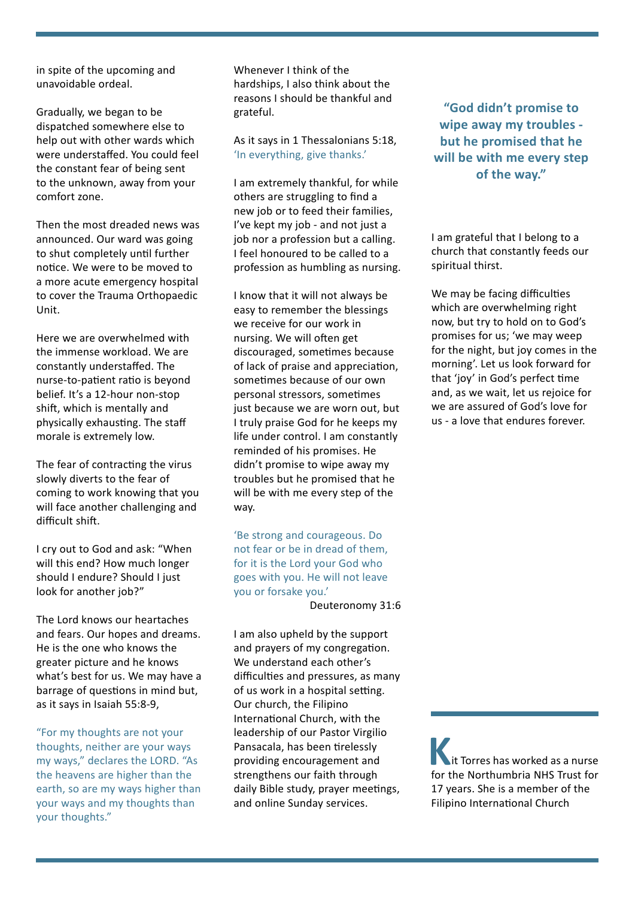in spite of the upcoming and unavoidable ordeal.

Gradually, we began to be dispatched somewhere else to help out with other wards which were understaffed. You could feel the constant fear of being sent to the unknown, away from your comfort zone.

Then the most dreaded news was announced. Our ward was going to shut completely until further notice. We were to be moved to a more acute emergency hospital to cover the Trauma Orthopaedic Unit.

Here we are overwhelmed with the immense workload. We are constantly understaffed. The nurse-to-patient ratio is beyond belief. It's a 12-hour non-stop shift, which is mentally and physically exhausting. The staff morale is extremely low.

The fear of contracting the virus slowly diverts to the fear of coming to work knowing that you will face another challenging and difficult shift.

I cry out to God and ask: "When will this end? How much longer should I endure? Should I just look for another job?"

The Lord knows our heartaches and fears. Our hopes and dreams. He is the one who knows the greater picture and he knows what's best for us. We may have a barrage of questions in mind but, as it says in Isaiah 55:8-9,

"For my thoughts are not your thoughts, neither are your ways my ways," declares the LORD. "As the heavens are higher than the earth, so are my ways higher than your ways and my thoughts than your thoughts."

Whenever I think of the hardships, I also think about the reasons I should be thankful and grateful.

As it says in 1 Thessalonians 5:18, 'In everything, give thanks.'

I am extremely thankful, for while others are struggling to find a new job or to feed their families, I've kept my job - and not just a job nor a profession but a calling. I feel honoured to be called to a profession as humbling as nursing.

I know that it will not always be easy to remember the blessings we receive for our work in nursing. We will often get discouraged, sometimes because of lack of praise and appreciation, sometimes because of our own personal stressors, sometimes just because we are worn out, but I truly praise God for he keeps my life under control. I am constantly reminded of his promises. He didn't promise to wipe away my troubles but he promised that he will be with me every step of the way.

'Be strong and courageous. Do not fear or be in dread of them, for it is the Lord your God who goes with you. He will not leave you or forsake you.'

Deuteronomy 31:6

I am also upheld by the support and prayers of my congregation. We understand each other's difficulties and pressures, as many of us work in a hospital setting. Our church, the Filipino International Church, with the leadership of our Pastor Virgilio Pansacala, has been tirelessly providing encouragement and strengthens our faith through daily Bible study, prayer meetings, and online Sunday services.

**"God didn't promise to wipe away my troubles - but he promised that he will be with me every step of the way."**

I am grateful that I belong to a church that constantly feeds our spiritual thirst.

We may be facing difficulties which are overwhelming right now, but try to hold on to God's promises for us; 'we may weep for the night, but joy comes in the morning'. Let us look forward for that 'joy' in God's perfect time and, as we wait, let us rejoice for we are assured of God's love for us - a love that endures forever.

---

Kit Torres has worked as a nurse for the Northumbria NHS Trust for 17 years. She is a member of the Filipino International Church